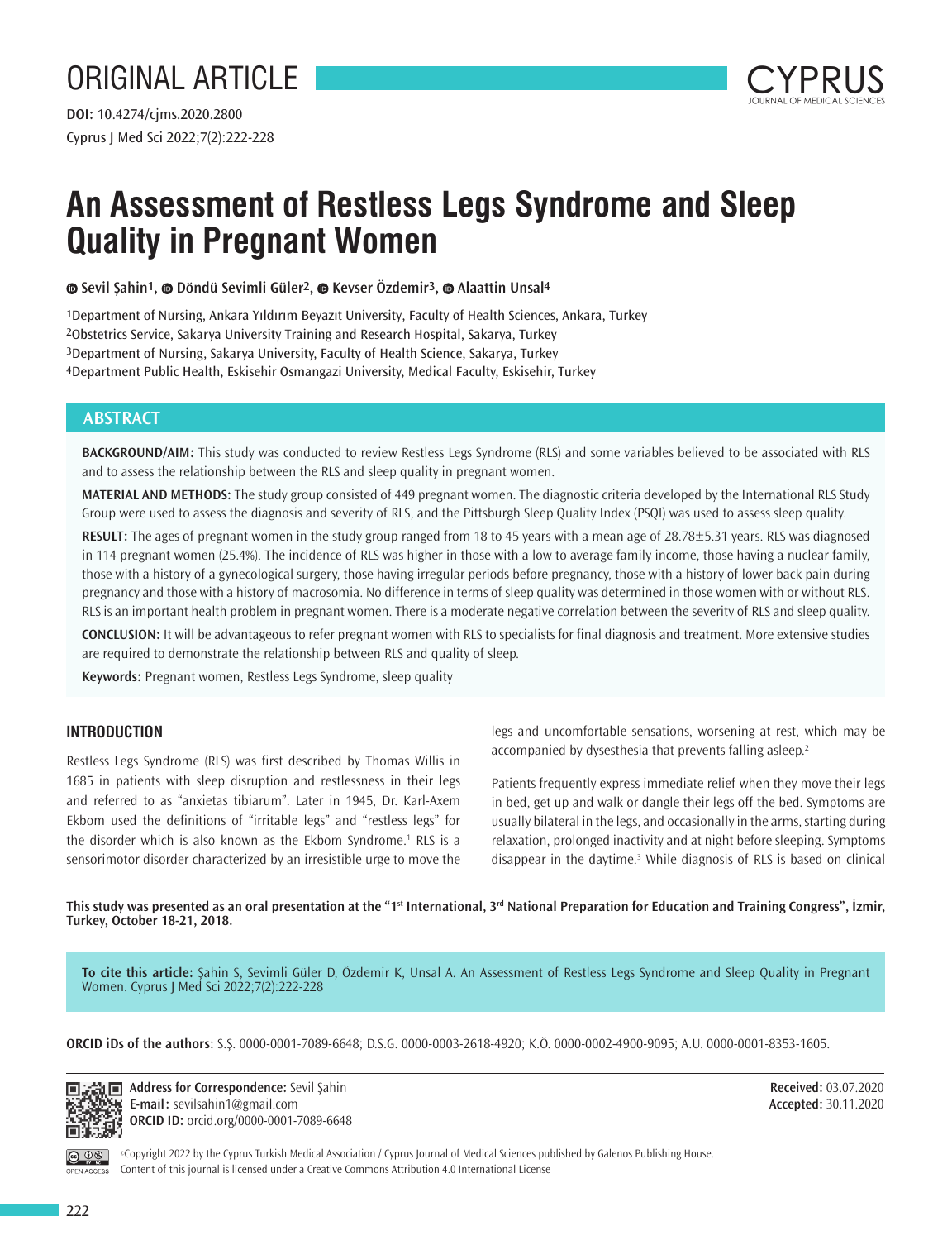ORIGINAL ARTICLE

**DOI:** 10.4274/cjms.2020.2800

# An Assessment of Restless Legs Syndrome and Sleep Quality in Pregnant Women

**Sevil Şahin[1], Döndü Sevimli Güler[2], Kevser Özdemir[3], Alaattin Unsal[4]**

[1]Department of Nursing, Ankara Yıldırım Beyazıt University, Faculty of Health Sciences, Ankara, Turkey
[2]Obstetrics Service, Sakarya University Training and Research Hospital, Sakarya, Turkey
[3]Department of Nursing, Sakarya University, Faculty of Health Science, Sakarya, Turkey
[4]Department Public Health, Eskisehir Osmangazi University, Medical Faculty, Eskisehir, Turkey

## ABSTRACT

**BACKGROUND/AIM:** This study was conducted to review Restless Legs Syndrome (RLS) and some variables believed to be associated with RLS and to assess the relationship between the RLS and sleep quality in pregnant women.

**MATERIAL AND METHODS:** The study group consisted of 449 pregnant women. The diagnostic criteria developed by the International RLS Study Group were used to assess the diagnosis and severity of RLS, and the Pittsburgh Sleep Quality Index (PSQI) was used to assess sleep quality.

**RESULT:** The ages of pregnant women in the study group ranged from 18 to 45 years with a mean age of 28.78±5.31 years. RLS was diagnosed in 114 pregnant women (25.4%). The incidence of RLS was higher in those with a low to average family income, those having a nuclear family, those with a history of a gynecological surgery, those having irregular periods before pregnancy, those with a history of lower back pain during pregnancy and those with a history of macrosomia. No difference in terms of sleep quality was determined in those women with or without RLS. RLS is an important health problem in pregnant women. There is a moderate negative correlation between the severity of RLS and sleep quality.

**CONCLUSION:** It will be advantageous to refer pregnant women with RLS to specialists for final diagnosis and treatment. More extensive studies are required to demonstrate the relationship between RLS and quality of sleep.

**Keywords:** Pregnant women, Restless Legs Syndrome, sleep quality

## INTRODUCTION

Restless Legs Syndrome (RLS) was first described by Thomas Willis in 1685 in patients with sleep disruption and restlessness in their legs and referred to as "anxietas tibiarum". Later in 1945, Dr. Karl-Axem Ekbom used the definitions of "irritable legs" and "restless legs" for the disorder which is also known as the Ekbom Syndrome.[1] RLS is a sensorimotor disorder characterized by an irresistible urge to move the legs and uncomfortable sensations, worsening at rest, which may be accompanied by dysesthesia that prevents falling asleep.[2]

Patients frequently express immediate relief when they move their legs in bed, get up and walk or dangle their legs off the bed. Symptoms are usually bilateral in the legs, and occasionally in the arms, starting during relaxation, prolonged inactivity and at night before sleeping. Symptoms disappear in the daytime.[3] While diagnosis of RLS is based on clinical

**This study was presented as an oral presentation at the "1st International, 3rd National Preparation for Education and Training Congress", İzmir, Turkey, October 18-21, 2018.**

**To cite this article:** Şahin S, Sevimli Güler D, Özdemir K, Unsal A. An Assessment of Restless Legs Syndrome and Sleep Quality in Pregnant Women. Cyprus J Med Sci 2022;7(2):222-228

**ORCID iDs of the authors:** S.Ş. 0000-0001-7089-6648; D.S.G. 0000-0003-2618-4920; K.Ö. 0000-0002-4900-9095; A.U. 0000-0001-8353-1605.

**Address for Correspondence:** Sevil Şahin
**E-mail:** sevilsahin1@gmail.com
**ORCID ID:** orcid.org/0000-0001-7089-6648

**Received:** 03.07.2020
**Accepted:** 30.11.2020

©Copyright 2022 by the Cyprus Turkish Medical Association / Cyprus Journal of Medical Sciences published by Galenos Publishing House.
Content of this journal is licensed under a Creative Commons Attribution 4.0 International License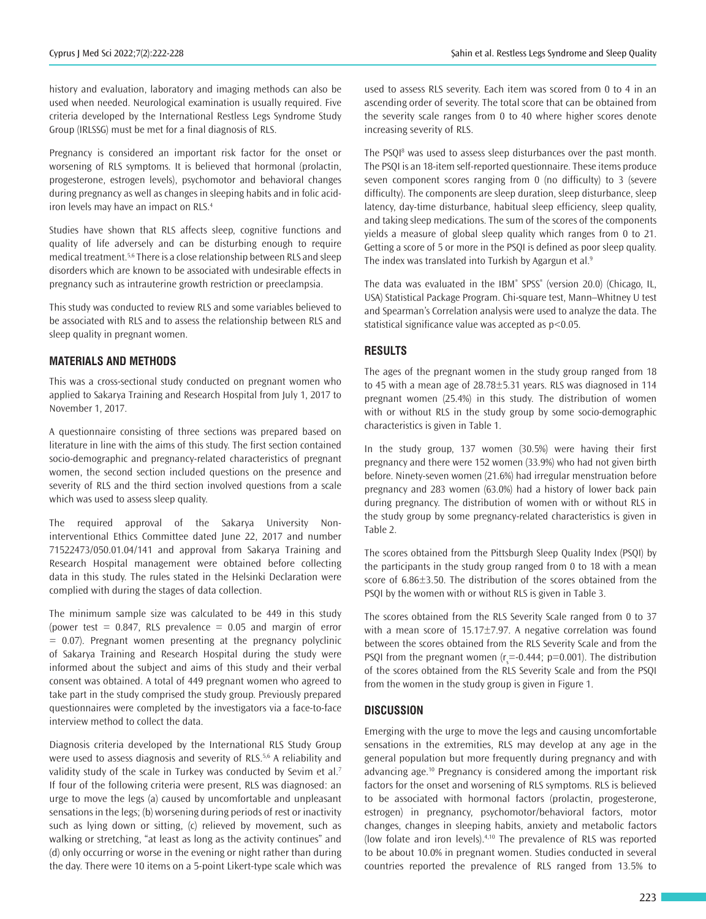history and evaluation, laboratory and imaging methods can also be used when needed. Neurological examination is usually required. Five criteria developed by the International Restless Legs Syndrome Study Group (IRLSSG) must be met for a final diagnosis of RLS.

Pregnancy is considered an important risk factor for the onset or worsening of RLS symptoms. It is believed that hormonal (prolactin, progesterone, estrogen levels), psychomotor and behavioral changes during pregnancy as well as changes in sleeping habits and in folic acid-iron levels may have an impact on RLS.[4]

Studies have shown that RLS affects sleep, cognitive functions and quality of life adversely and can be disturbing enough to require medical treatment.[5,6] There is a close relationship between RLS and sleep disorders which are known to be associated with undesirable effects in pregnancy such as intrauterine growth restriction or preeclampsia.

This study was conducted to review RLS and some variables believed to be associated with RLS and to assess the relationship between RLS and sleep quality in pregnant women.

## MATERIALS AND METHODS

This was a cross-sectional study conducted on pregnant women who applied to Sakarya Training and Research Hospital from July 1, 2017 to November 1, 2017.

A questionnaire consisting of three sections was prepared based on literature in line with the aims of this study. The first section contained socio-demographic and pregnancy-related characteristics of pregnant women, the second section included questions on the presence and severity of RLS and the third section involved questions from a scale which was used to assess sleep quality.

The required approval of the Sakarya University Non-interventional Ethics Committee dated June 22, 2017 and number 71522473/050.01.04/141 and approval from Sakarya Training and Research Hospital management were obtained before collecting data in this study. The rules stated in the Helsinki Declaration were complied with during the stages of data collection.

The minimum sample size was calculated to be 449 in this study (power test = 0.847, RLS prevalence = 0.05 and margin of error = 0.07). Pregnant women presenting at the pregnancy polyclinic of Sakarya Training and Research Hospital during the study were informed about the subject and aims of this study and their verbal consent was obtained. A total of 449 pregnant women who agreed to take part in the study comprised the study group. Previously prepared questionnaires were completed by the investigators via a face-to-face interview method to collect the data.

Diagnosis criteria developed by the International RLS Study Group were used to assess diagnosis and severity of RLS.[5,6] A reliability and validity study of the scale in Turkey was conducted by Sevim et al.[7] If four of the following criteria were present, RLS was diagnosed: an urge to move the legs (a) caused by uncomfortable and unpleasant sensations in the legs; (b) worsening during periods of rest or inactivity such as lying down or sitting, (c) relieved by movement, such as walking or stretching, "at least as long as the activity continues" and (d) only occurring or worse in the evening or night rather than during the day. There were 10 items on a 5-point Likert-type scale which was used to assess RLS severity. Each item was scored from 0 to 4 in an ascending order of severity. The total score that can be obtained from the severity scale ranges from 0 to 40 where higher scores denote increasing severity of RLS.

The PSQI[8] was used to assess sleep disturbances over the past month. The PSQI is an 18-item self-reported questionnaire. These items produce seven component scores ranging from 0 (no difficulty) to 3 (severe difficulty). The components are sleep duration, sleep disturbance, sleep latency, day-time disturbance, habitual sleep efficiency, sleep quality, and taking sleep medications. The sum of the scores of the components yields a measure of global sleep quality which ranges from 0 to 21. Getting a score of 5 or more in the PSQI is defined as poor sleep quality. The index was translated into Turkish by Agargun et al.[9]

The data was evaluated in the IBM® SPSS® (version 20.0) (Chicago, IL, USA) Statistical Package Program. Chi-square test, Mann–Whitney U test and Spearman's Correlation analysis were used to analyze the data. The statistical significance value was accepted as $p<0.05$.

## RESULTS

The ages of the pregnant women in the study group ranged from 18 to 45 with a mean age of 28.78±5.31 years. RLS was diagnosed in 114 pregnant women (25.4%) in this study. The distribution of women with or without RLS in the study group by some socio-demographic characteristics is given in Table 1.

In the study group, 137 women (30.5%) were having their first pregnancy and there were 152 women (33.9%) who had not given birth before. Ninety-seven women (21.6%) had irregular menstruation before pregnancy and 283 women (63.0%) had a history of lower back pain during pregnancy. The distribution of women with or without RLS in the study group by some pregnancy-related characteristics is given in Table 2.

The scores obtained from the Pittsburgh Sleep Quality Index (PSQI) by the participants in the study group ranged from 0 to 18 with a mean score of 6.86±3.50. The distribution of the scores obtained from the PSQI by the women with or without RLS is given in Table 3.

The scores obtained from the RLS Severity Scale ranged from 0 to 37 with a mean score of 15.17±7.97. A negative correlation was found between the scores obtained from the RLS Severity Scale and from the PSQI from the pregnant women ($r_s$=-0.444; p=0.001). The distribution of the scores obtained from the RLS Severity Scale and from the PSQI from the women in the study group is given in Figure 1.

## DISCUSSION

Emerging with the urge to move the legs and causing uncomfortable sensations in the extremities, RLS may develop at any age in the general population but more frequently during pregnancy and with advancing age.[10] Pregnancy is considered among the important risk factors for the onset and worsening of RLS symptoms. RLS is believed to be associated with hormonal factors (prolactin, progesterone, estrogen) in pregnancy, psychomotor/behavioral factors, motor changes, changes in sleeping habits, anxiety and metabolic factors (low folate and iron levels).[4,10] The prevalence of RLS was reported to be about 10.0% in pregnant women. Studies conducted in several countries reported the prevalence of RLS ranged from 13.5% to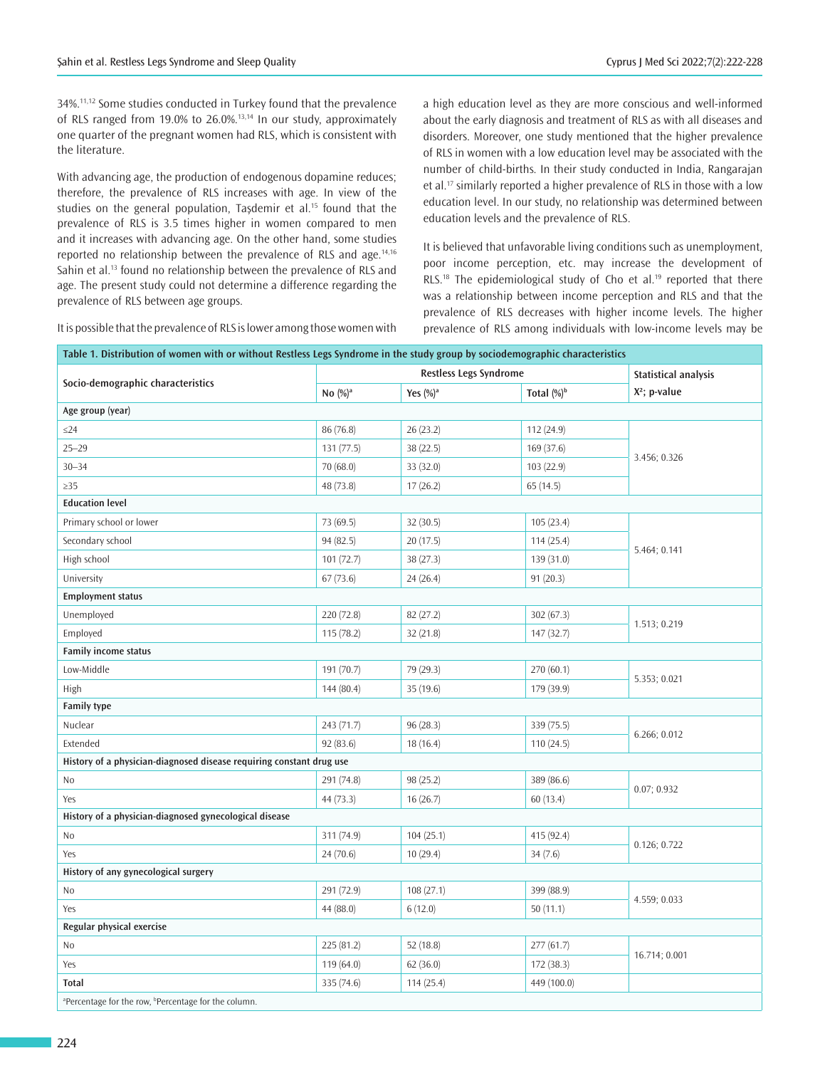34%.[11,12] Some studies conducted in Turkey found that the prevalence of RLS ranged from 19.0% to 26.0%.[13,14] In our study, approximately one quarter of the pregnant women had RLS, which is consistent with the literature.

With advancing age, the production of endogenous dopamine reduces; therefore, the prevalence of RLS increases with age. In view of the studies on the general population, Taşdemir et al.[15] found that the prevalence of RLS is 3.5 times higher in women compared to men and it increases with advancing age. On the other hand, some studies reported no relationship between the prevalence of RLS and age.[14,16] Sahin et al.[13] found no relationship between the prevalence of RLS and age. The present study could not determine a difference regarding the prevalence of RLS between age groups.

It is possible that the prevalence of RLS is lower among those women with a high education level as they are more conscious and well-informed about the early diagnosis and treatment of RLS as with all diseases and disorders. Moreover, one study mentioned that the higher prevalence of RLS in women with a low education level may be associated with the number of child-births. In their study conducted in India, Rangarajan et al.[17] similarly reported a higher prevalence of RLS in those with a low education level. In our study, no relationship was determined between education levels and the prevalence of RLS.

It is believed that unfavorable living conditions such as unemployment, poor income perception, etc. may increase the development of RLS.[18] The epidemiological study of Cho et al.[19] reported that there was a relationship between income perception and RLS and that the prevalence of RLS decreases with higher income levels. The higher prevalence of RLS among individuals with low-income levels may be

**Table 1. Distribution of women with or without Restless Legs Syndrome in the study group by sociodemographic characteristics**

| Socio-demographic characteristics | Restless Legs Syndrome | | | Statistical analysis |
|---|---|---|---|---|
| | No (%)[a] | Yes (%)[a] | Total (%)[b] | $X^2$; p-value |
| **Age group (year)** | | | | |
| ≤24 | 86 (76.8) | 26 (23.2) | 112 (24.9) | 3.456; 0.326 |
| 25–29 | 131 (77.5) | 38 (22.5) | 169 (37.6) | |
| 30–34 | 70 (68.0) | 33 (32.0) | 103 (22.9) | |
| ≥35 | 48 (73.8) | 17 (26.2) | 65 (14.5) | |
| **Education level** | | | | |
| Primary school or lower | 73 (69.5) | 32 (30.5) | 105 (23.4) | 5.464; 0.141 |
| Secondary school | 94 (82.5) | 20 (17.5) | 114 (25.4) | |
| High school | 101 (72.7) | 38 (27.3) | 139 (31.0) | |
| University | 67 (73.6) | 24 (26.4) | 91 (20.3) | |
| **Employment status** | | | | |
| Unemployed | 220 (72.8) | 82 (27.2) | 302 (67.3) | 1.513; 0.219 |
| Employed | 115 (78.2) | 32 (21.8) | 147 (32.7) | |
| **Family income status** | | | | |
| Low-Middle | 191 (70.7) | 79 (29.3) | 270 (60.1) | 5.353; 0.021 |
| High | 144 (80.4) | 35 (19.6) | 179 (39.9) | |
| **Family type** | | | | |
| Nuclear | 243 (71.7) | 96 (28.3) | 339 (75.5) | 6.266; 0.012 |
| Extended | 92 (83.6) | 18 (16.4) | 110 (24.5) | |
| **History of a physician-diagnosed disease requiring constant drug use** | | | | |
| No | 291 (74.8) | 98 (25.2) | 389 (86.6) | 0.07; 0.932 |
| Yes | 44 (73.3) | 16 (26.7) | 60 (13.4) | |
| **History of a physician-diagnosed gynecological disease** | | | | |
| No | 311 (74.9) | 104 (25.1) | 415 (92.4) | 0.126; 0.722 |
| Yes | 24 (70.6) | 10 (29.4) | 34 (7.6) | |
| **History of any gynecological surgery** | | | | |
| No | 291 (72.9) | 108 (27.1) | 399 (88.9) | 4.559; 0.033 |
| Yes | 44 (88.0) | 6 (12.0) | 50 (11.1) | |
| **Regular physical exercise** | | | | |
| No | 225 (81.2) | 52 (18.8) | 277 (61.7) | 16.714; 0.001 |
| Yes | 119 (64.0) | 62 (36.0) | 172 (38.3) | |
| **Total** | 335 (74.6) | 114 (25.4) | 449 (100.0) | |

[a]Percentage for the row, [b]Percentage for the column.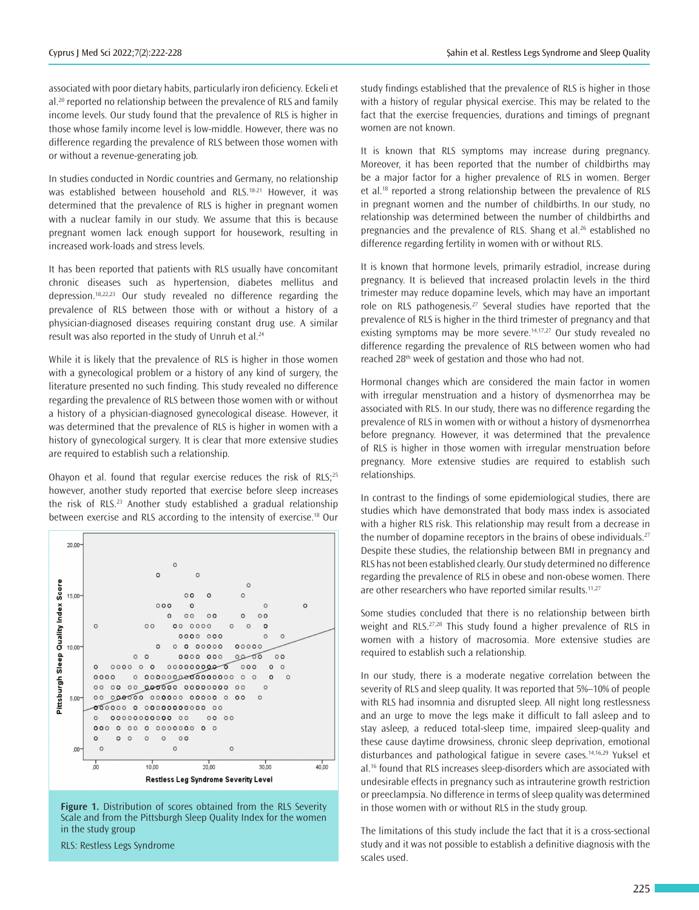associated with poor dietary habits, particularly iron deficiency. Eckeli et al.[20] reported no relationship between the prevalence of RLS and family income levels. Our study found that the prevalence of RLS is higher in those whose family income level is low-middle. However, there was no difference regarding the prevalence of RLS between those women with or without a revenue-generating job.

In studies conducted in Nordic countries and Germany, no relationship was established between household and RLS.[18-21] However, it was determined that the prevalence of RLS is higher in pregnant women with a nuclear family in our study. We assume that this is because pregnant women lack enough support for housework, resulting in increased work-loads and stress levels.

It has been reported that patients with RLS usually have concomitant chronic diseases such as hypertension, diabetes mellitus and depression.[18,22,23] Our study revealed no difference regarding the prevalence of RLS between those with or without a history of a physician-diagnosed diseases requiring constant drug use. A similar result was also reported in the study of Unruh et al.[24]

While it is likely that the prevalence of RLS is higher in those women with a gynecological problem or a history of any kind of surgery, the literature presented no such finding. This study revealed no difference regarding the prevalence of RLS between those women with or without a history of a physician-diagnosed gynecological disease. However, it was determined that the prevalence of RLS is higher in women with a history of gynecological surgery. It is clear that more extensive studies are required to establish such a relationship.

Ohayon et al. found that regular exercise reduces the risk of RLS;[25] however, another study reported that exercise before sleep increases the risk of RLS.[23] Another study established a gradual relationship between exercise and RLS according to the intensity of exercise.[18] Our study findings established that the prevalence of RLS is higher in those with a history of regular physical exercise. This may be related to the fact that the exercise frequencies, durations and timings of pregnant women are not known.

**Figure 1.** Distribution of scores obtained from the RLS Severity Scale and from the Pittsburgh Sleep Quality Index for the women in the study group

RLS: Restless Legs Syndrome

It is known that RLS symptoms may increase during pregnancy. Moreover, it has been reported that the number of childbirths may be a major factor for a higher prevalence of RLS in women. Berger et al.[18] reported a strong relationship between the prevalence of RLS in pregnant women and the number of childbirths. In our study, no relationship was determined between the number of childbirths and pregnancies and the prevalence of RLS. Shang et al.[26] established no difference regarding fertility in women with or without RLS.

It is known that hormone levels, primarily estradiol, increase during pregnancy. It is believed that increased prolactin levels in the third trimester may reduce dopamine levels, which may have an important role on RLS pathogenesis.[27] Several studies have reported that the prevalence of RLS is higher in the third trimester of pregnancy and that existing symptoms may be more severe.[14,17,27] Our study revealed no difference regarding the prevalence of RLS between women who had reached 28th week of gestation and those who had not.

Hormonal changes which are considered the main factor in women with irregular menstruation and a history of dysmenorrhea may be associated with RLS. In our study, there was no difference regarding the prevalence of RLS in women with or without a history of dysmenorrhea before pregnancy. However, it was determined that the prevalence of RLS is higher in those women with irregular menstruation before pregnancy. More extensive studies are required to establish such relationships.

In contrast to the findings of some epidemiological studies, there are studies which have demonstrated that body mass index is associated with a higher RLS risk. This relationship may result from a decrease in the number of dopamine receptors in the brains of obese individuals.[27] Despite these studies, the relationship between BMI in pregnancy and RLS has not been established clearly. Our study determined no difference regarding the prevalence of RLS in obese and non-obese women. There are other researchers who have reported similar results.[11,27]

Some studies concluded that there is no relationship between birth weight and RLS.[27,28] This study found a higher prevalence of RLS in women with a history of macrosomia. More extensive studies are required to establish such a relationship.

In our study, there is a moderate negative correlation between the severity of RLS and sleep quality. It was reported that 5%–10% of people with RLS had insomnia and disrupted sleep. All night long restlessness and an urge to move the legs make it difficult to fall asleep and to stay asleep, a reduced total-sleep time, impaired sleep-quality and these cause daytime drowsiness, chronic sleep deprivation, emotional disturbances and pathological fatigue in severe cases.[14,16,29] Yuksel et al.[16] found that RLS increases sleep-disorders which are associated with undesirable effects in pregnancy such as intrauterine growth restriction or preeclampsia. No difference in terms of sleep quality was determined in those women with or without RLS in the study group.

The limitations of this study include the fact that it is a cross-sectional study and it was not possible to establish a definitive diagnosis with the scales used.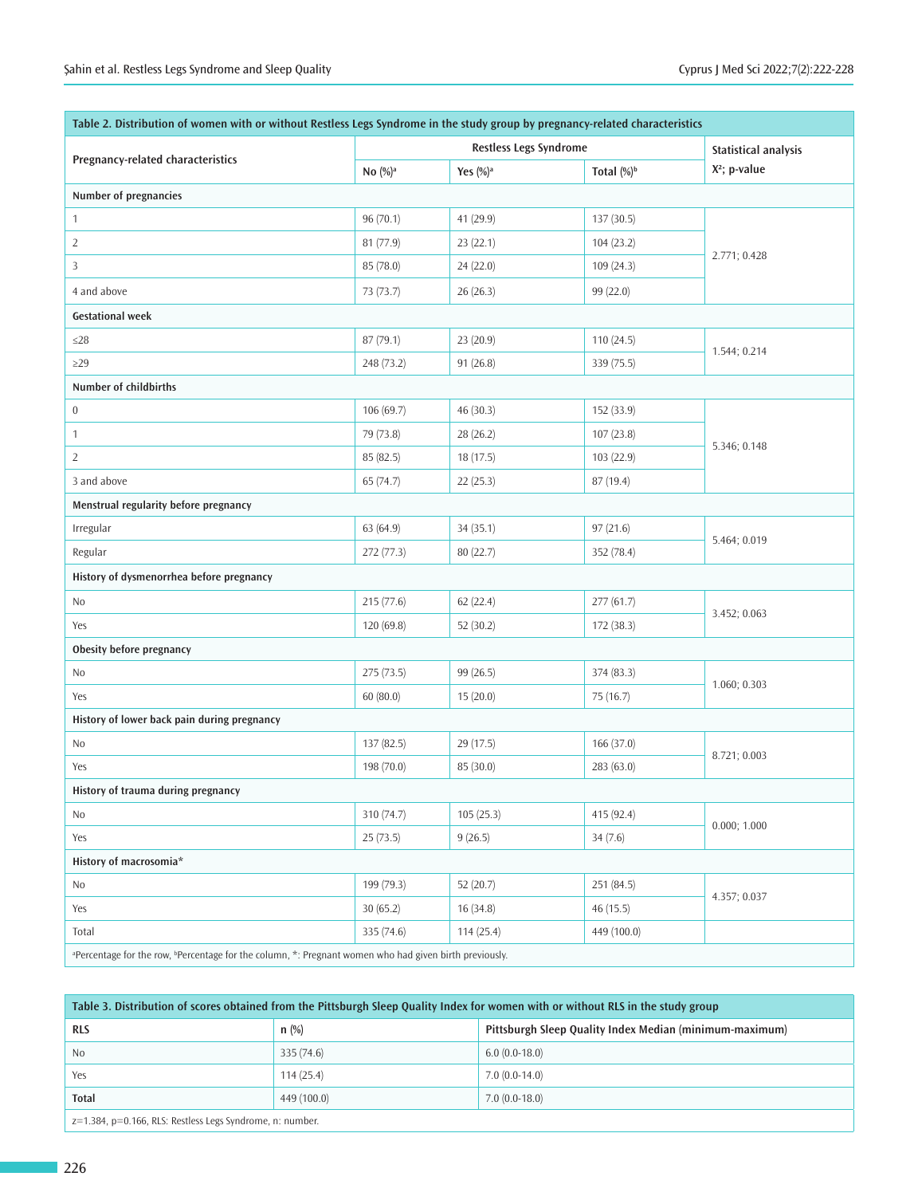**Table 2. Distribution of women with or without Restless Legs Syndrome in the study group by pregnancy-related characteristics**

| Pregnancy-related characteristics | Restless Legs Syndrome | | | Statistical analysis |
|---|---|---|---|---|
| | No (%)[a] | Yes (%)[a] | Total (%)[b] | $X^2$; p-value |
| **Number of pregnancies** | | | | |
| 1 | 96 (70.1) | 41 (29.9) | 137 (30.5) | 2.771; 0.428 |
| 2 | 81 (77.9) | 23 (22.1) | 104 (23.2) | |
| 3 | 85 (78.0) | 24 (22.0) | 109 (24.3) | |
| 4 and above | 73 (73.7) | 26 (26.3) | 99 (22.0) | |
| **Gestational week** | | | | |
| ≤28 | 87 (79.1) | 23 (20.9) | 110 (24.5) | 1.544; 0.214 |
| ≥29 | 248 (73.2) | 91 (26.8) | 339 (75.5) | |
| **Number of childbirths** | | | | |
| 0 | 106 (69.7) | 46 (30.3) | 152 (33.9) | 5.346; 0.148 |
| 1 | 79 (73.8) | 28 (26.2) | 107 (23.8) | |
| 2 | 85 (82.5) | 18 (17.5) | 103 (22.9) | |
| 3 and above | 65 (74.7) | 22 (25.3) | 87 (19.4) | |
| **Menstrual regularity before pregnancy** | | | | |
| Irregular | 63 (64.9) | 34 (35.1) | 97 (21.6) | 5.464; 0.019 |
| Regular | 272 (77.3) | 80 (22.7) | 352 (78.4) | |
| **History of dysmenorrhea before pregnancy** | | | | |
| No | 215 (77.6) | 62 (22.4) | 277 (61.7) | 3.452; 0.063 |
| Yes | 120 (69.8) | 52 (30.2) | 172 (38.3) | |
| **Obesity before pregnancy** | | | | |
| No | 275 (73.5) | 99 (26.5) | 374 (83.3) | 1.060; 0.303 |
| Yes | 60 (80.0) | 15 (20.0) | 75 (16.7) | |
| **History of lower back pain during pregnancy** | | | | |
| No | 137 (82.5) | 29 (17.5) | 166 (37.0) | 8.721; 0.003 |
| Yes | 198 (70.0) | 85 (30.0) | 283 (63.0) | |
| **History of trauma during pregnancy** | | | | |
| No | 310 (74.7) | 105 (25.3) | 415 (92.4) | 0.000; 1.000 |
| Yes | 25 (73.5) | 9 (26.5) | 34 (7.6) | |
| **History of macrosomia*** | | | | |
| No | 199 (79.3) | 52 (20.7) | 251 (84.5) | 4.357; 0.037 |
| Yes | 30 (65.2) | 16 (34.8) | 46 (15.5) | |
| Total | 335 (74.6) | 114 (25.4) | 449 (100.0) | |

[a]Percentage for the row, [b]Percentage for the column, *: Pregnant women who had given birth previously.

**Table 3. Distribution of scores obtained from the Pittsburgh Sleep Quality Index for women with or without RLS in the study group**

| RLS | n (%) | Pittsburgh Sleep Quality Index Median (minimum-maximum) |
|---|---|---|
| No | 335 (74.6) | 6.0 (0.0-18.0) |
| Yes | 114 (25.4) | 7.0 (0.0-14.0) |
| **Total** | 449 (100.0) | 7.0 (0.0-18.0) |

z=1.384, p=0.166, RLS: Restless Legs Syndrome, n: number.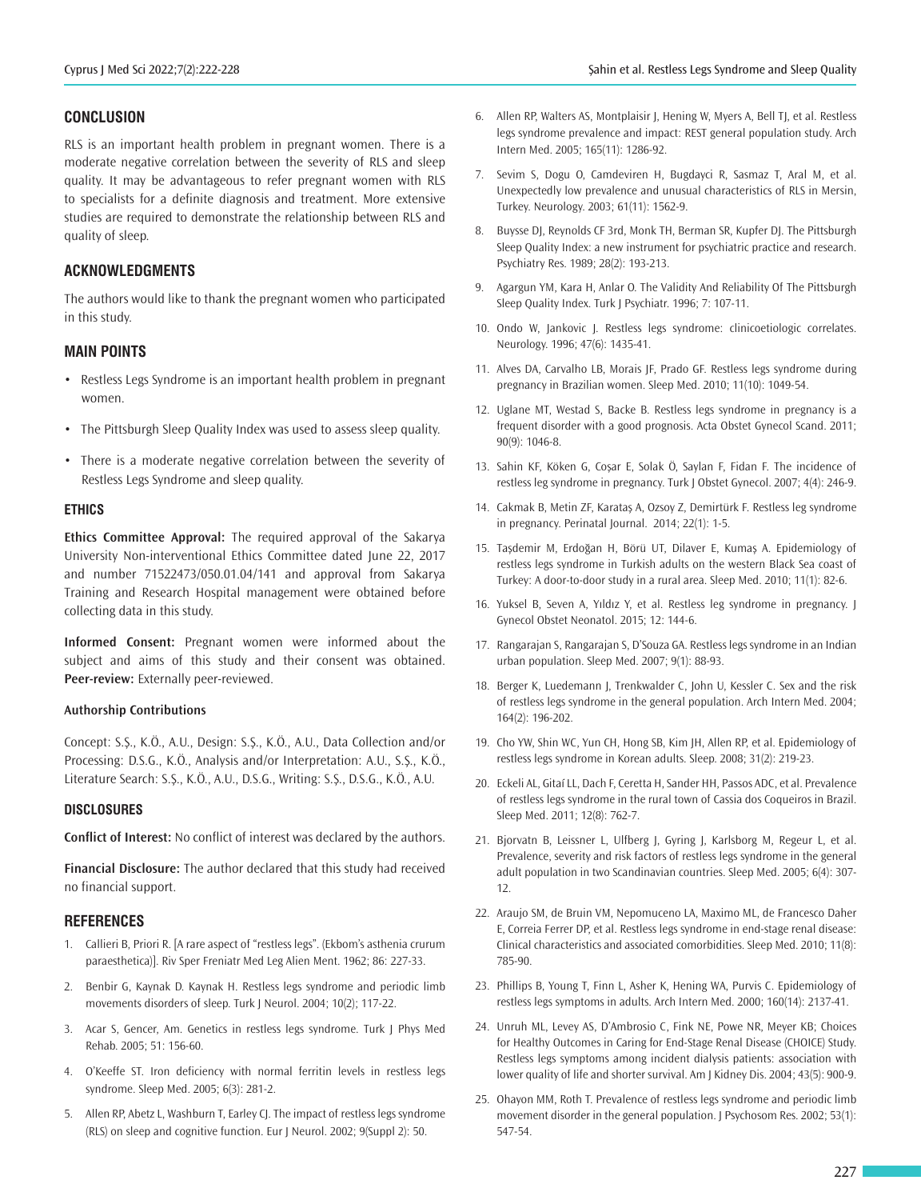## CONCLUSION

RLS is an important health problem in pregnant women. There is a moderate negative correlation between the severity of RLS and sleep quality. It may be advantageous to refer pregnant women with RLS to specialists for a definite diagnosis and treatment. More extensive studies are required to demonstrate the relationship between RLS and quality of sleep.

## ACKNOWLEDGMENTS

The authors would like to thank the pregnant women who participated in this study.

## MAIN POINTS

- Restless Legs Syndrome is an important health problem in pregnant women.
- The Pittsburgh Sleep Quality Index was used to assess sleep quality.
- There is a moderate negative correlation between the severity of Restless Legs Syndrome and sleep quality.

### ETHICS

**Ethics Committee Approval:** The required approval of the Sakarya University Non-interventional Ethics Committee dated June 22, 2017 and number 71522473/050.01.04/141 and approval from Sakarya Training and Research Hospital management were obtained before collecting data in this study.

**Informed Consent:** Pregnant women were informed about the subject and aims of this study and their consent was obtained.
**Peer-review:** Externally peer-reviewed.

#### Authorship Contributions

Concept: S.Ş., K.Ö., A.U., Design: S.Ş., K.Ö., A.U., Data Collection and/or Processing: D.S.G., K.Ö., Analysis and/or Interpretation: A.U., S.Ş., K.Ö., Literature Search: S.Ş., K.Ö., A.U., D.S.G., Writing: S.Ş., D.S.G., K.Ö., A.U.

### DISCLOSURES

**Conflict of Interest:** No conflict of interest was declared by the authors.

**Financial Disclosure:** The author declared that this study had received no financial support.

## REFERENCES

1. Callieri B, Priori R. [A rare aspect of "restless legs". (Ekbom's asthenia crurum paraesthetica)]. Riv Sper Freniatr Med Leg Alien Ment. 1962; 86: 227-33.
2. Benbir G, Kaynak D. Kaynak H. Restless legs syndrome and periodic limb movements disorders of sleep. Turk J Neurol. 2004; 10(2); 117-22.
3. Acar S, Gencer, Am. Genetics in restless legs syndrome. Turk J Phys Med Rehab. 2005; 51: 156-60.
4. O'Keeffe ST. Iron deficiency with normal ferritin levels in restless legs syndrome. Sleep Med. 2005; 6(3): 281-2.
5. Allen RP, Abetz L, Washburn T, Earley CJ. The impact of restless legs syndrome (RLS) on sleep and cognitive function. Eur J Neurol. 2002; 9(Suppl 2): 50.
6. Allen RP, Walters AS, Montplaisir J, Hening W, Myers A, Bell TJ, et al. Restless legs syndrome prevalence and impact: REST general population study. Arch Intern Med. 2005; 165(11): 1286-92.
7. Sevim S, Dogu O, Camdeviren H, Bugdayci R, Sasmaz T, Aral M, et al. Unexpectedly low prevalence and unusual characteristics of RLS in Mersin, Turkey. Neurology. 2003; 61(11): 1562-9.
8. Buysse DJ, Reynolds CF 3rd, Monk TH, Berman SR, Kupfer DJ. The Pittsburgh Sleep Quality Index: a new instrument for psychiatric practice and research. Psychiatry Res. 1989; 28(2): 193-213.
9. Agargun YM, Kara H, Anlar O. The Validity And Reliability Of The Pittsburgh Sleep Quality Index. Turk J Psychiatr. 1996; 7: 107-11.
10. Ondo W, Jankovic J. Restless legs syndrome: clinicoetiologic correlates. Neurology. 1996; 47(6): 1435-41.
11. Alves DA, Carvalho LB, Morais JF, Prado GF. Restless legs syndrome during pregnancy in Brazilian women. Sleep Med. 2010; 11(10): 1049-54.
12. Uglane MT, Westad S, Backe B. Restless legs syndrome in pregnancy is a frequent disorder with a good prognosis. Acta Obstet Gynecol Scand. 2011; 90(9): 1046-8.
13. Sahin KF, Köken G, Coşar E, Solak Ö, Saylan F, Fidan F. The incidence of restless leg syndrome in pregnancy. Turk J Obstet Gynecol. 2007; 4(4): 246-9.
14. Cakmak B, Metin ZF, Karataş A, Ozsoy Z, Demirtürk F. Restless leg syndrome in pregnancy. Perinatal Journal. 2014; 22(1): 1-5.
15. Taşdemir M, Erdoğan H, Börü UT, Dilaver E, Kumaş A. Epidemiology of restless legs syndrome in Turkish adults on the western Black Sea coast of Turkey: A door-to-door study in a rural area. Sleep Med. 2010; 11(1): 82-6.
16. Yuksel B, Seven A, Yıldız Y, et al. Restless leg syndrome in pregnancy. J Gynecol Obstet Neonatol. 2015; 12: 144-6.
17. Rangarajan S, Rangarajan S, D'Souza GA. Restless legs syndrome in an Indian urban population. Sleep Med. 2007; 9(1): 88-93.
18. Berger K, Luedemann J, Trenkwalder C, John U, Kessler C. Sex and the risk of restless legs syndrome in the general population. Arch Intern Med. 2004; 164(2): 196-202.
19. Cho YW, Shin WC, Yun CH, Hong SB, Kim JH, Allen RP, et al. Epidemiology of restless legs syndrome in Korean adults. Sleep. 2008; 31(2): 219-23.
20. Eckeli AL, Gitaí LL, Dach F, Ceretta H, Sander HH, Passos ADC, et al. Prevalence of restless legs syndrome in the rural town of Cassia dos Coqueiros in Brazil. Sleep Med. 2011; 12(8): 762-7.
21. Bjorvatn B, Leissner L, Ulfberg J, Gyring J, Karlsborg M, Regeur L, et al. Prevalence, severity and risk factors of restless legs syndrome in the general adult population in two Scandinavian countries. Sleep Med. 2005; 6(4): 307-12.
22. Araujo SM, de Bruin VM, Nepomuceno LA, Maximo ML, de Francesco Daher E, Correia Ferrer DP, et al. Restless legs syndrome in end-stage renal disease: Clinical characteristics and associated comorbidities. Sleep Med. 2010; 11(8): 785-90.
23. Phillips B, Young T, Finn L, Asher K, Hening WA, Purvis C. Epidemiology of restless legs symptoms in adults. Arch Intern Med. 2000; 160(14): 2137-41.
24. Unruh ML, Levey AS, D'Ambrosio C, Fink NE, Powe NR, Meyer KB; Choices for Healthy Outcomes in Caring for End-Stage Renal Disease (CHOICE) Study. Restless legs symptoms among incident dialysis patients: association with lower quality of life and shorter survival. Am J Kidney Dis. 2004; 43(5): 900-9.
25. Ohayon MM, Roth T. Prevalence of restless legs syndrome and periodic limb movement disorder in the general population. J Psychosom Res. 2002; 53(1): 547-54.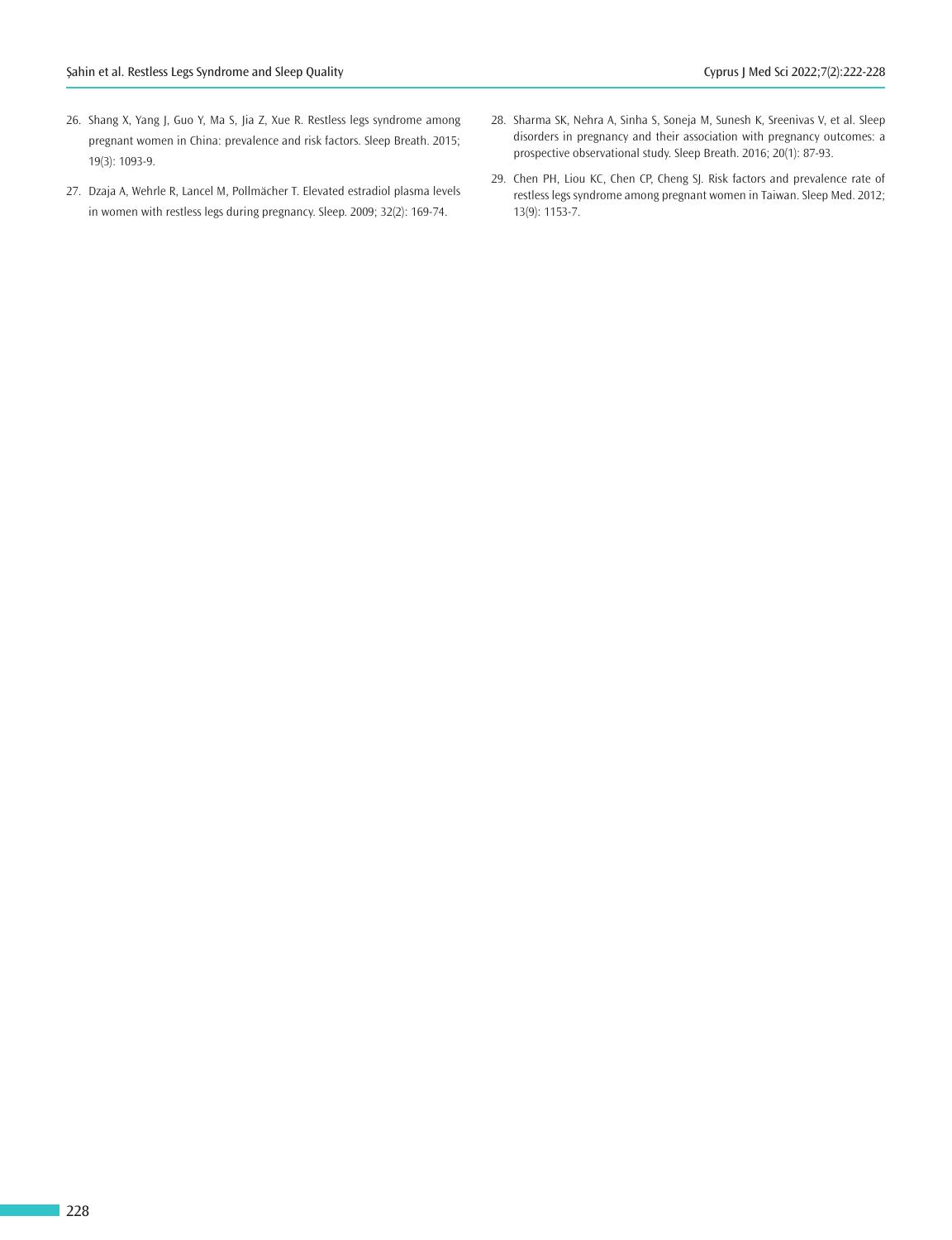26. Shang X, Yang J, Guo Y, Ma S, Jia Z, Xue R. Restless legs syndrome among pregnant women in China: prevalence and risk factors. Sleep Breath. 2015; 19(3): 1093-9.
27. Dzaja A, Wehrle R, Lancel M, Pollmächer T. Elevated estradiol plasma levels in women with restless legs during pregnancy. Sleep. 2009; 32(2): 169-74.
28. Sharma SK, Nehra A, Sinha S, Soneja M, Sunesh K, Sreenivas V, et al. Sleep disorders in pregnancy and their association with pregnancy outcomes: a prospective observational study. Sleep Breath. 2016; 20(1): 87-93.
29. Chen PH, Liou KC, Chen CP, Cheng SJ. Risk factors and prevalence rate of restless legs syndrome among pregnant women in Taiwan. Sleep Med. 2012; 13(9): 1153-7.